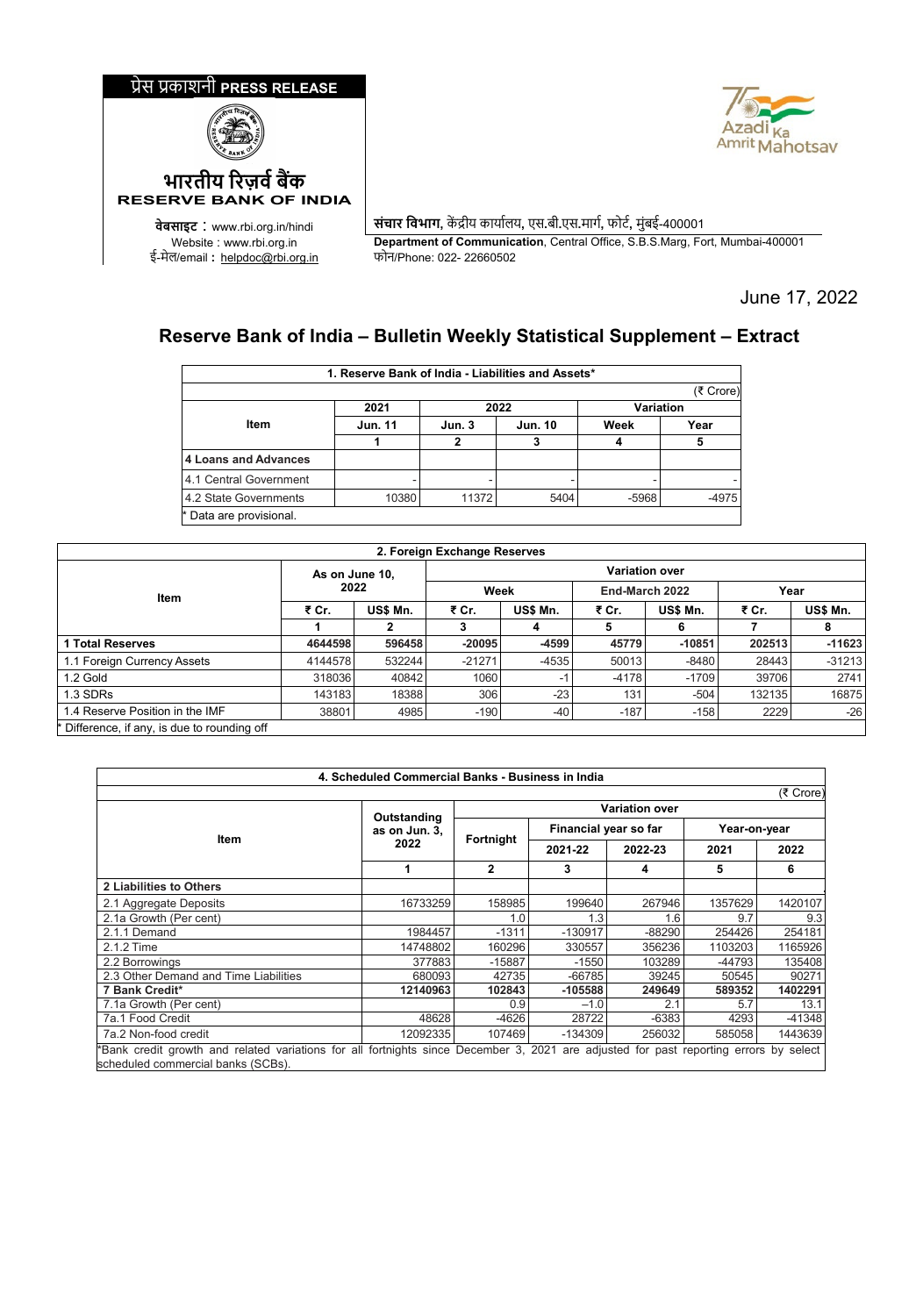प्रेस प्रकाशनी **PRESS RELEASE**

**भारतीय रिज़र्व बैंक**
**RESERVE BANK OF INDIA**

वेबसाइट : www.rbi.org.in/hindi
Website : www.rbi.org.in
ई-मेल/email : helpdoc@rbi.org.in

**संचार विभाग**, केंद्रीय कार्यालय, एस.बी.एस.मार्ग, फोर्ट, मुंबई-400001
**Department of Communication**, Central Office, S.B.S.Marg, Fort, Mumbai-400001
फोन/Phone: 022- 22660502

June 17, 2022

# Reserve Bank of India – Bulletin Weekly Statistical Supplement – Extract

**1. Reserve Bank of India - Liabilities and Assets***

(₹ Crore)

| Item | 2021 | 2022 | | Variation | |
|---|---|---|---|---|---|
| | Jun. 11 | Jun. 3 | Jun. 10 | Week | Year |
| | 1 | 2 | 3 | 4 | 5 |
| **4 Loans and Advances** | | | | | |
| 4.1 Central Government | - | - | - | - | - |
| 4.2 State Governments | 10380 | 11372 | 5404 | -5968 | -4975 |

\* Data are provisional.

**2. Foreign Exchange Reserves**

| Item | As on June 10, 2022 | | Variation over | | | | | |
|---|---|---|---|---|---|---|---|---|
| | | | Week | | End-March 2022 | | Year | |
| | ₹ Cr. | US$ Mn. | ₹ Cr. | US$ Mn. | ₹ Cr. | US$ Mn. | ₹ Cr. | US$ Mn. |
| | 1 | 2 | 3 | 4 | 5 | 6 | 7 | 8 |
| **1 Total Reserves** | **4644598** | **596458** | **-20095** | **-4599** | **45779** | **-10851** | **202513** | **-11623** |
| 1.1 Foreign Currency Assets | 4144578 | 532244 | -21271 | -4535 | 50013 | -8480 | 28443 | -31213 |
| 1.2 Gold | 318036 | 40842 | 1060 | -1 | -4178 | -1709 | 39706 | 2741 |
| 1.3 SDRs | 143183 | 18388 | 306 | -23 | 131 | -504 | 132135 | 16875 |
| 1.4 Reserve Position in the IMF | 38801 | 4985 | -190 | -40 | -187 | -158 | 2229 | -26 |

\* Difference, if any, is due to rounding off

**4. Scheduled Commercial Banks - Business in India**

(₹ Crore)

| Item | Outstanding as on Jun. 3, 2022 | Variation over | | | | |
|---|---|---|---|---|---|---|
| | | Fortnight | Financial year so far | | Year-on-year | |
| | | | 2021-22 | 2022-23 | 2021 | 2022 |
| | 1 | 2 | 3 | 4 | 5 | 6 |
| **2 Liabilities to Others** | | | | | | |
| 2.1 Aggregate Deposits | 16733259 | 158985 | 199640 | 267946 | 1357629 | 1420107 |
| 2.1a Growth (Per cent) | | 1.0 | 1.3 | 1.6 | 9.7 | 9.3 |
| 2.1.1 Demand | 1984457 | -1311 | -130917 | -88290 | 254426 | 254181 |
| 2.1.2 Time | 14748802 | 160296 | 330557 | 356236 | 1103203 | 1165926 |
| 2.2 Borrowings | 377883 | -15887 | -1550 | 103289 | -44793 | 135408 |
| 2.3 Other Demand and Time Liabilities | 680093 | 42735 | -66785 | 39245 | 50545 | 90271 |
| **7 Bank Credit*** | **12140963** | **102843** | **-105588** | **249649** | **589352** | **1402291** |
| 7.1a Growth (Per cent) | | 0.9 | –1.0 | 2.1 | 5.7 | 13.1 |
| 7a.1 Food Credit | 48628 | -4626 | 28722 | -6383 | 4293 | -41348 |
| 7a.2 Non-food credit | 12092335 | 107469 | -134309 | 256032 | 585058 | 1443639 |

\*Bank credit growth and related variations for all fortnights since December 3, 2021 are adjusted for past reporting errors by select scheduled commercial banks (SCBs).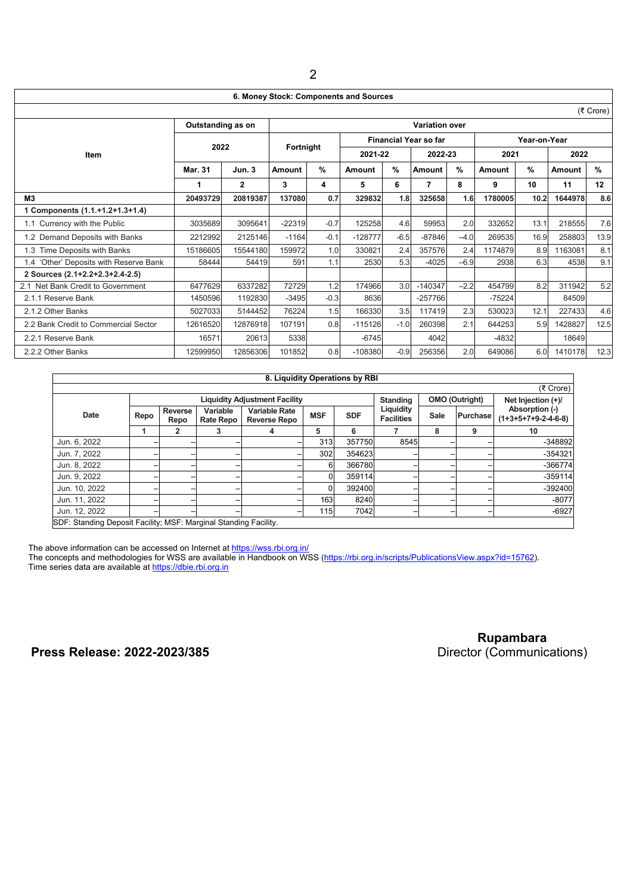### 6. Money Stock: Components and Sources

(₹ Crore)

| Item | Outstanding as on | | Variation over | | | | | | | | | |
|---|---|---|---|---|---|---|---|---|---|---|---|---|
| | 2022 | | Fortnight | | Financial Year so far | | | | Year-on-Year | | | |
| | | | | | 2021-22 | | 2022-23 | | 2021 | | 2022 | |
| | Mar. 31 | Jun. 3 | Amount | % | Amount | % | Amount | % | Amount | % | Amount | % |
| | 1 | 2 | 3 | 4 | 5 | 6 | 7 | 8 | 9 | 10 | 11 | 12 |
| **M3** | **20493729** | **20819387** | **137080** | **0.7** | **329832** | **1.8** | **325658** | **1.6** | **1780005** | **10.2** | **1644978** | **8.6** |
| **1 Components (1.1.+1.2+1.3+1.4)** | | | | | | | | | | | | |
| 1.1 Currency with the Public | 3035689 | 3095641 | -22319 | -0.7 | 125258 | 4.6 | 59953 | 2.0 | 332652 | 13.1 | 218555 | 7.6 |
| 1.2 Demand Deposits with Banks | 2212992 | 2125146 | -1164 | -0.1 | -128777 | -6.5 | -87846 | –4.0 | 269535 | 16.9 | 258803 | 13.9 |
| 1.3 Time Deposits with Banks | 15186605 | 15544180 | 159972 | 1.0 | 330821 | 2.4 | 357576 | 2.4 | 1174879 | 8.9 | 1163081 | 8.1 |
| 1.4 'Other' Deposits with Reserve Bank | 58444 | 54419 | 591 | 1.1 | 2530 | 5.3 | -4025 | –6.9 | 2938 | 6.3 | 4538 | 9.1 |
| **2 Sources (2.1+2.2+2.3+2.4-2.5)** | | | | | | | | | | | | |
| .2.1 Net Bank Credit to Government | 6477629 | 6337282 | 72729 | 1.2 | 174966 | 3.0 | -140347 | –2.2 | 454799 | 8.2 | 311942 | 5.2 |
| 2.1.1 Reserve Bank | 1450596 | 1192830 | -3495 | -0.3 | 8636 | | -257766 | | -75224 | | 84509 | |
| 2.1.2 Other Banks | 5027033 | 5144452 | 76224 | 1.5 | 166330 | 3.5 | 117419 | 2.3 | 530023 | 12.1 | 227433 | 4.6 |
| 2.2 Bank Credit to Commercial Sector | 12616520 | 12876918 | 107191 | 0.8 | -115126 | -1.0 | 260398 | 2.1 | 644253 | 5.9 | 1428827 | 12.5 |
| 2.2.1 Reserve Bank | 16571 | 20613 | 5338 | | -6745 | | 4042 | | -4832 | | 18649 | |
| 2.2.2 Other Banks | 12599950 | 12856306 | 101852 | 0.8 | -108380 | -0.9 | 256356 | 2.0 | 649086 | 6.0 | 1410178 | 12.3 |

### 8. Liquidity Operations by RBI

(₹ Crore)

| Date | Liquidity Adjustment Facility | | | | | | Standing Liquidity Facilities | OMO (Outright) | | Net Injection (+)/ Absorption (-) (1+3+5+7+9-2-4-6-8) |
|---|---|---|---|---|---|---|---|---|---|---|
| | Repo | Reverse Repo | Variable Rate Repo | Variable Rate Reverse Repo | MSF | SDF | | Sale | Purchase | |
| | 1 | 2 | 3 | 4 | 5 | 6 | 7 | 8 | 9 | 10 |
| Jun. 6, 2022 | – | – | – | – | 313 | 357750 | 8545 | – | – | -348892 |
| Jun. 7, 2022 | – | – | – | – | 302 | 354623 | – | – | – | -354321 |
| Jun. 8, 2022 | – | – | – | – | 6 | 366780 | – | – | – | -366774 |
| Jun. 9, 2022 | – | – | – | – | 0 | 359114 | – | – | – | -359114 |
| Jun. 10, 2022 | – | – | – | – | 0 | 392400 | – | – | – | -392400 |
| Jun. 11, 2022 | – | – | – | – | 163 | 8240 | – | – | – | -8077 |
| Jun. 12, 2022 | – | – | – | – | 115 | 7042 | – | – | – | -6927 |

SDF: Standing Deposit Facility; MSF: Marginal Standing Facility.

The above information can be accessed on Internet at https://wss.rbi.org.in/

The concepts and methodologies for WSS are available in Handbook on WSS (https://rbi.org.in/scripts/PublicationsView.aspx?id=15762).

Time series data are available at https://dbie.rbi.org.in

**Press Release: 2022-2023/385**

**Rupambara**
Director (Communications)